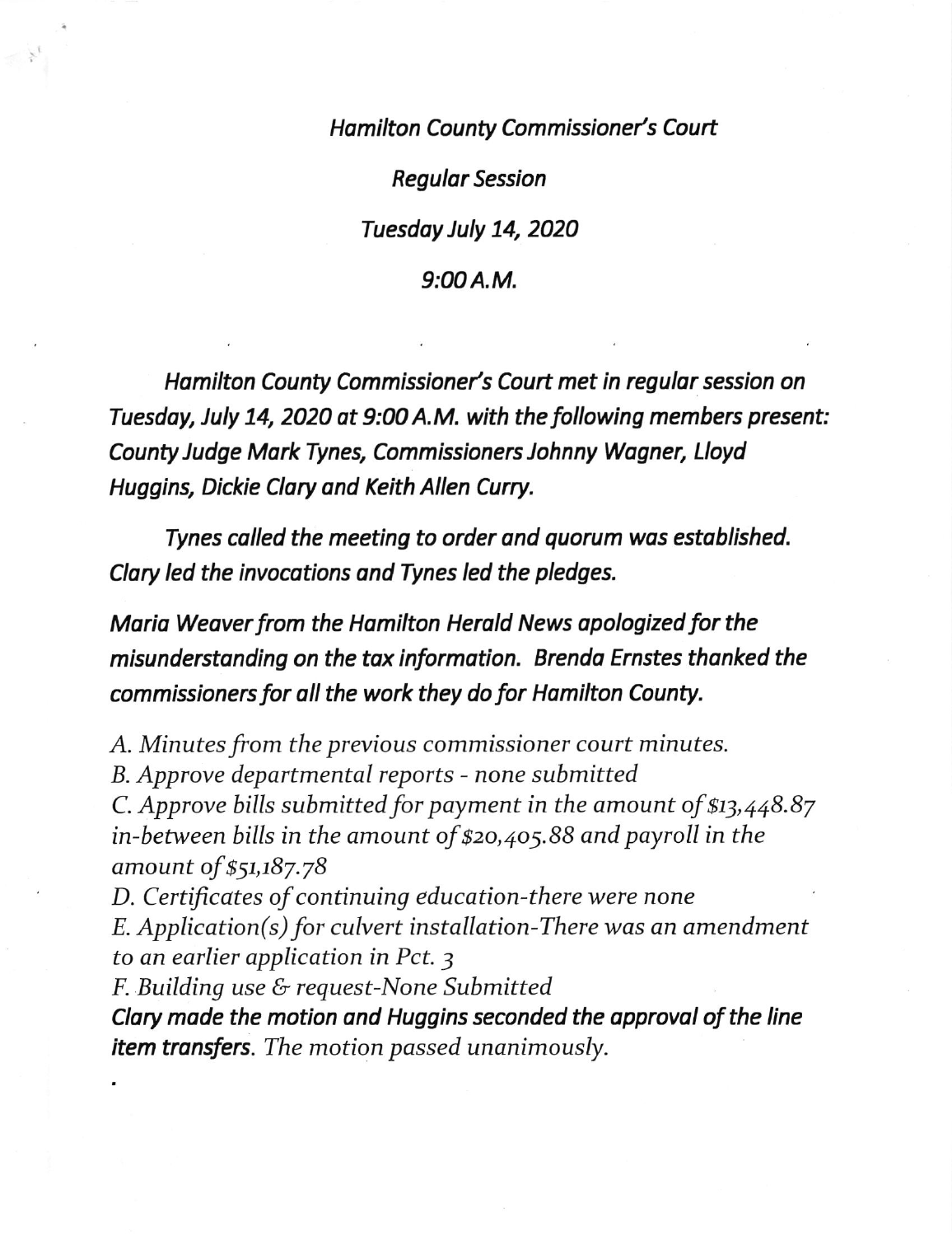*Hamilton County Commissioner's Court*

*Regular Session*

*Tuesday July 14, 2020*

*9:00 A.M.*

***Hamilton County Commissioner's Court met in regular session on Tuesday, July 14, 2020 at 9:00 A.M. with the following members present: County Judge Mark Tynes, Commissioners Johnny Wagner, Lloyd Huggins, Dickie Clary and Keith Allen Curry.***

***Tynes called the meeting to order and quorum was established. Clary led the invocations and Tynes led the pledges.***

***Maria Weaver from the Hamilton Herald News apologized for the misunderstanding on the tax information. Brenda Ernstes thanked the commissioners for all the work they do for Hamilton County.***

*A. Minutes from the previous commissioner court minutes.*
*B. Approve departmental reports - none submitted*
*C. Approve bills submitted for payment in the amount of $13,448.87 in-between bills in the amount of $20,405.88 and payroll in the amount of $51,187.78*
*D. Certificates of continuing education-there were none*
*E. Application(s) for culvert installation-There was an amendment to an earlier application in Pct. 3*
*F. Building use & request-None Submitted*

***Clary made the motion and Huggins seconded the approval of the line item transfers.*** *The motion passed unanimously.*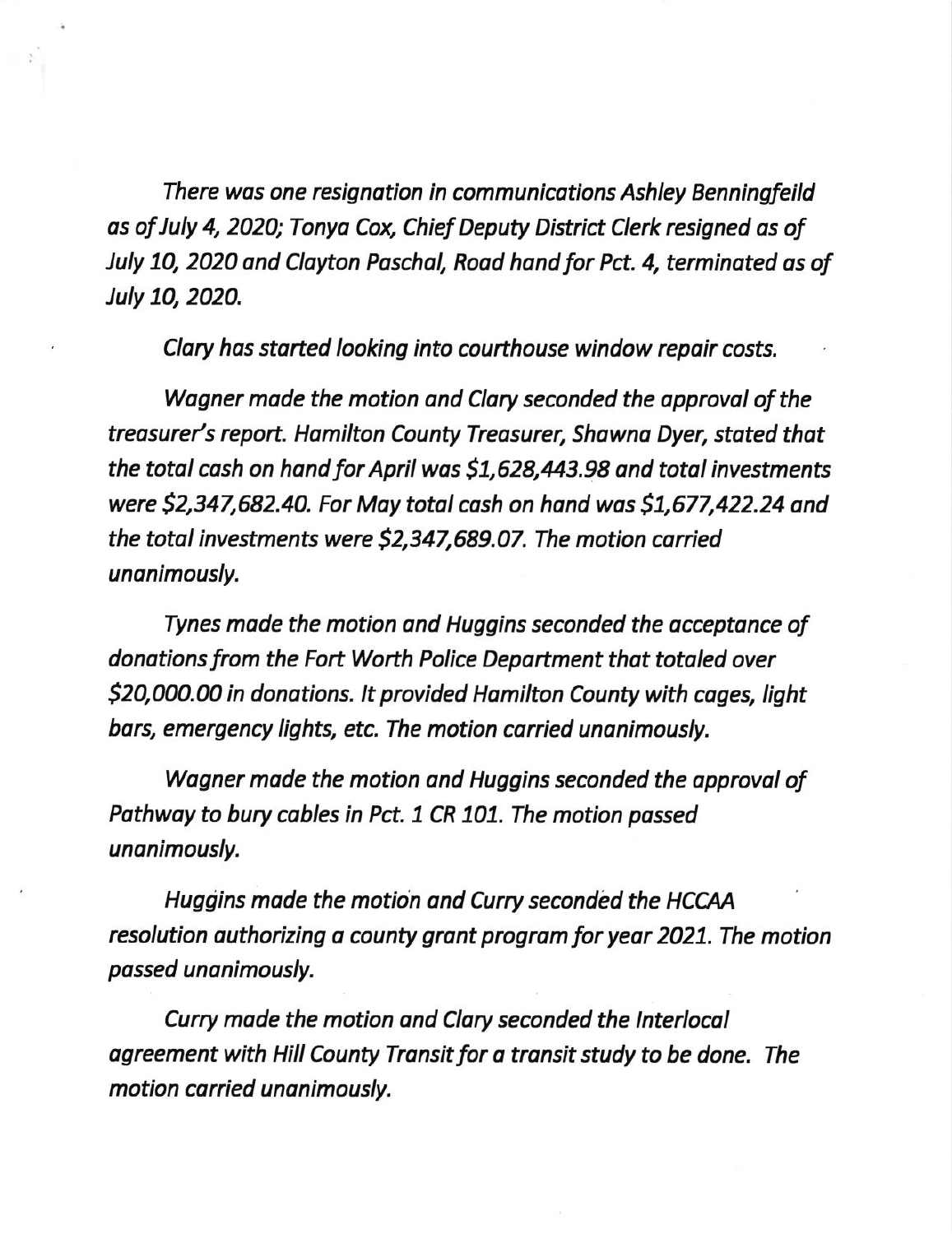*There was one resignation in communications Ashley Benningfeild as of July 4, 2020; Tonya Cox, Chief Deputy District Clerk resigned as of July 10, 2020 and Clayton Paschal, Road hand for Pct. 4, terminated as of July 10, 2020.*

*Clary has started looking into courthouse window repair costs.*

*Wagner made the motion and Clary seconded the approval of the treasurer's report. Hamilton County Treasurer, Shawna Dyer, stated that the total cash on hand for April was $1,628,443.98 and total investments were $2,347,682.40. For May total cash on hand was $1,677,422.24 and the total investments were $2,347,689.07. The motion carried unanimously.*

*Tynes made the motion and Huggins seconded the acceptance of donations from the Fort Worth Police Department that totaled over $20,000.00 in donations. It provided Hamilton County with cages, light bars, emergency lights, etc. The motion carried unanimously.*

*Wagner made the motion and Huggins seconded the approval of Pathway to bury cables in Pct. 1 CR 101. The motion passed unanimously.*

*Huggins made the motion and Curry seconded the HCCAA resolution authorizing a county grant program for year 2021. The motion passed unanimously.*

*Curry made the motion and Clary seconded the Interlocal agreement with Hill County Transit for a transit study to be done. The motion carried unanimously.*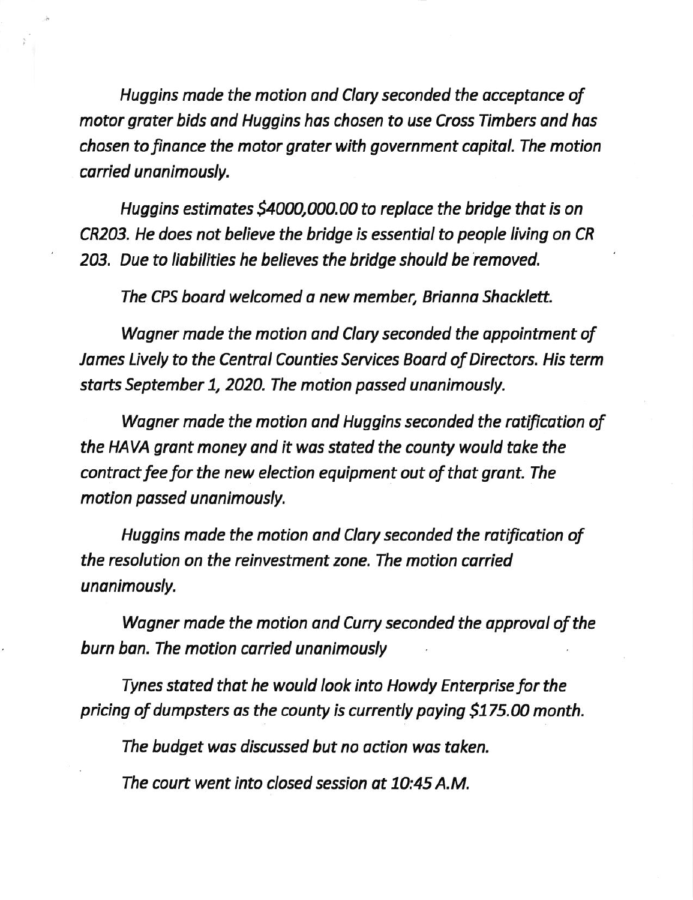*Huggins made the motion and Clary seconded the acceptance of motor grater bids and Huggins has chosen to use Cross Timbers and has chosen to finance the motor grater with government capital. The motion carried unanimously.*

*Huggins estimates $4000,000.00 to replace the bridge that is on CR203. He does not believe the bridge is essential to people living on CR 203. Due to liabilities he believes the bridge should be removed.*

*The CPS board welcomed a new member, Brianna Shacklett.*

*Wagner made the motion and Clary seconded the appointment of James Lively to the Central Counties Services Board of Directors. His term starts September 1, 2020. The motion passed unanimously.*

*Wagner made the motion and Huggins seconded the ratification of the HAVA grant money and it was stated the county would take the contract fee for the new election equipment out of that grant. The motion passed unanimously.*

*Huggins made the motion and Clary seconded the ratification of the resolution on the reinvestment zone. The motion carried unanimously.*

*Wagner made the motion and Curry seconded the approval of the burn ban. The motion carried unanimously*

*Tynes stated that he would look into Howdy Enterprise for the pricing of dumpsters as the county is currently paying $175.00 month.*

*The budget was discussed but no action was taken.*

*The court went into closed session at 10:45 A.M.*